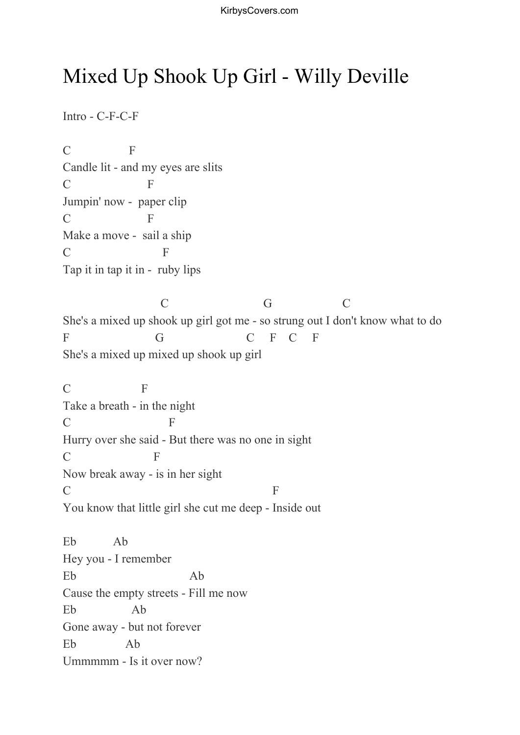# Mixed Up Shook Up Girl - Willy Deville

Intro - C-F-C-F

```
C                  F
Candle lit - and my eyes are slits
C                      F
Jumpin' now -  paper clip
C                      F
Make a move -  sail a ship
C                           F
Tap it in tap it in -  ruby lips

                              C                              G                    C
She's a mixed up shook up girl got me - so strung out I don't know what to do
F                          G                         C     F    C     F
She's a mixed up mixed up shook up girl

C                     F
Take a breath - in the night
C                            F
Hurry over she said - But there was no one in sight
C                        F
Now break away - is in her sight
C                                                          F
You know that little girl she cut me deep - Inside out

Eb            Ab
Hey you - I remember
Eb                             Ab
Cause the empty streets - Fill me now
Eb                   Ab
Gone away - but not forever
Eb              Ab
Ummmmm - Is it over now?
```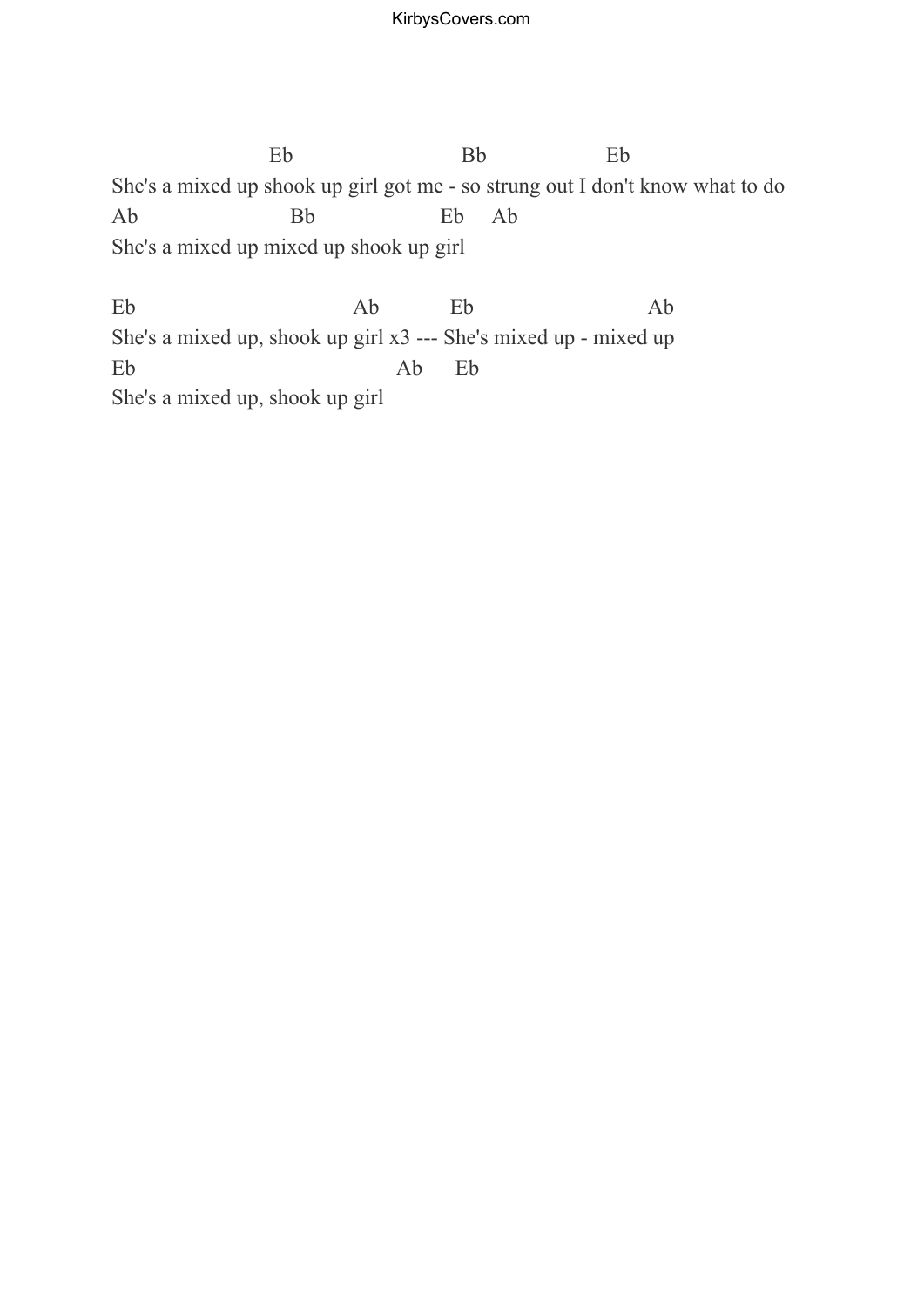```
                       Eb                           Bb                    Eb
She's a mixed up shook up girl got me - so strung out I don't know what to do
Ab                      Bb                    Eb     Ab
She's a mixed up mixed up shook up girl

Eb                                  Ab            Eb                           Ab
She's a mixed up, shook up girl x3 --- She's mixed up - mixed up
Eb                                        Ab      Eb
She's a mixed up, shook up girl
```